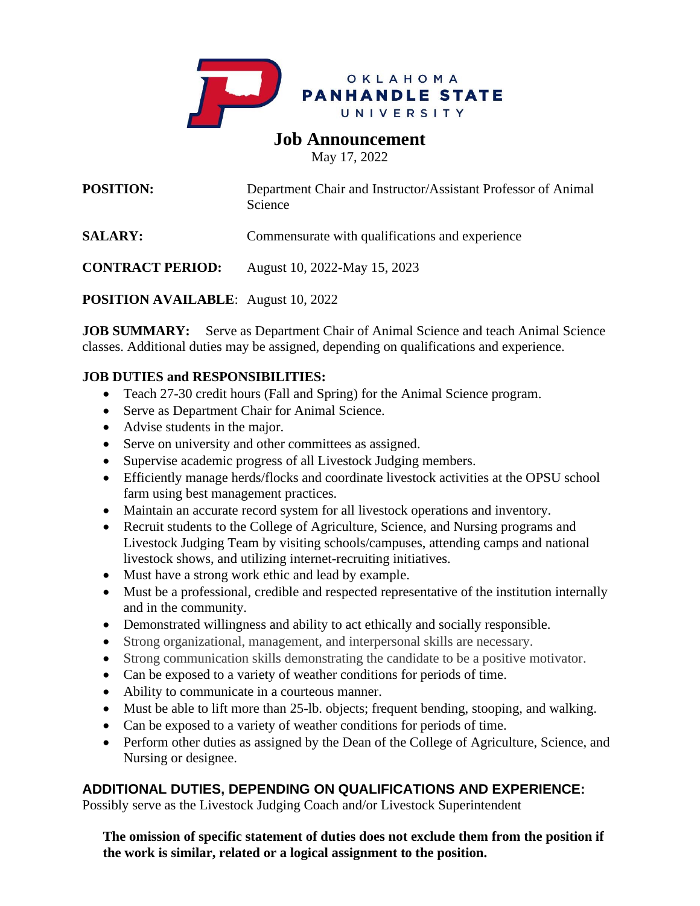OKLAHOMA
PANHANDLE STATE
UNIVERSITY

# Job Announcement

May 17, 2022

**POSITION:** Department Chair and Instructor/Assistant Professor of Animal Science

**SALARY:** Commensurate with qualifications and experience

**CONTRACT PERIOD:** August 10, 2022-May 15, 2023

**POSITION AVAILABLE**: August 10, 2022

**JOB SUMMARY:** Serve as Department Chair of Animal Science and teach Animal Science classes. Additional duties may be assigned, depending on qualifications and experience.

**JOB DUTIES and RESPONSIBILITIES:**

- Teach 27-30 credit hours (Fall and Spring) for the Animal Science program.
- Serve as Department Chair for Animal Science.
- Advise students in the major.
- Serve on university and other committees as assigned.
- Supervise academic progress of all Livestock Judging members.
- Efficiently manage herds/flocks and coordinate livestock activities at the OPSU school farm using best management practices.
- Maintain an accurate record system for all livestock operations and inventory.
- Recruit students to the College of Agriculture, Science, and Nursing programs and Livestock Judging Team by visiting schools/campuses, attending camps and national livestock shows, and utilizing internet-recruiting initiatives.
- Must have a strong work ethic and lead by example.
- Must be a professional, credible and respected representative of the institution internally and in the community.
- Demonstrated willingness and ability to act ethically and socially responsible.
- Strong organizational, management, and interpersonal skills are necessary.
- Strong communication skills demonstrating the candidate to be a positive motivator.
- Can be exposed to a variety of weather conditions for periods of time.
- Ability to communicate in a courteous manner.
- Must be able to lift more than 25-lb. objects; frequent bending, stooping, and walking.
- Can be exposed to a variety of weather conditions for periods of time.
- Perform other duties as assigned by the Dean of the College of Agriculture, Science, and Nursing or designee.

**ADDITIONAL DUTIES, DEPENDING ON QUALIFICATIONS AND EXPERIENCE:**

Possibly serve as the Livestock Judging Coach and/or Livestock Superintendent

**The omission of specific statement of duties does not exclude them from the position if the work is similar, related or a logical assignment to the position.**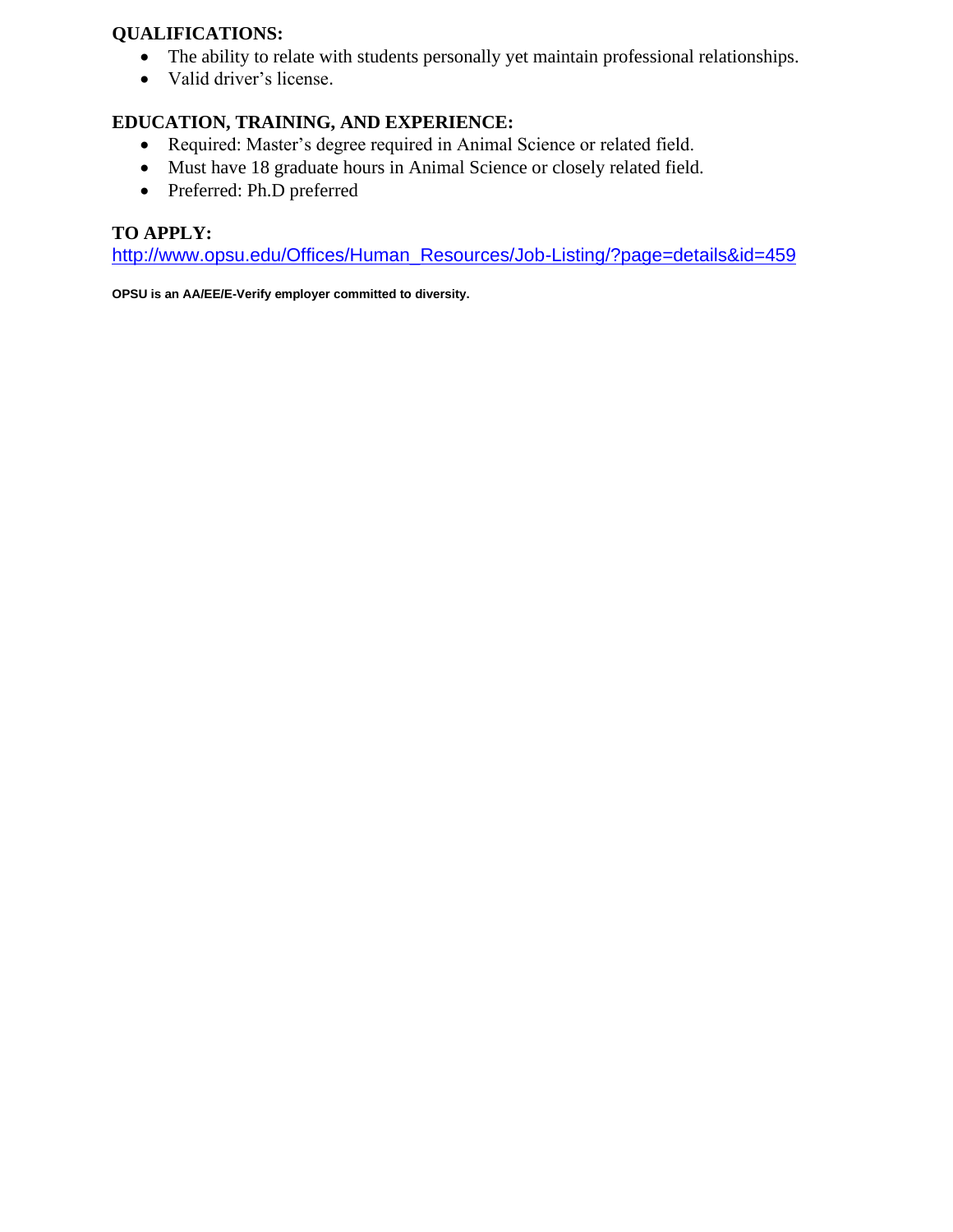**QUALIFICATIONS:**

- The ability to relate with students personally yet maintain professional relationships.
- Valid driver's license.

**EDUCATION, TRAINING, AND EXPERIENCE:**

- Required: Master's degree required in Animal Science or related field.
- Must have 18 graduate hours in Animal Science or closely related field.
- Preferred: Ph.D preferred

**TO APPLY:**

[http://www.opsu.edu/Offices/Human_Resources/Job-Listing/?page=details&id=459](http://www.opsu.edu/Offices/Human_Resources/Job-Listing/?page=details&id=459)

**OPSU is an AA/EE/E-Verify employer committed to diversity.**